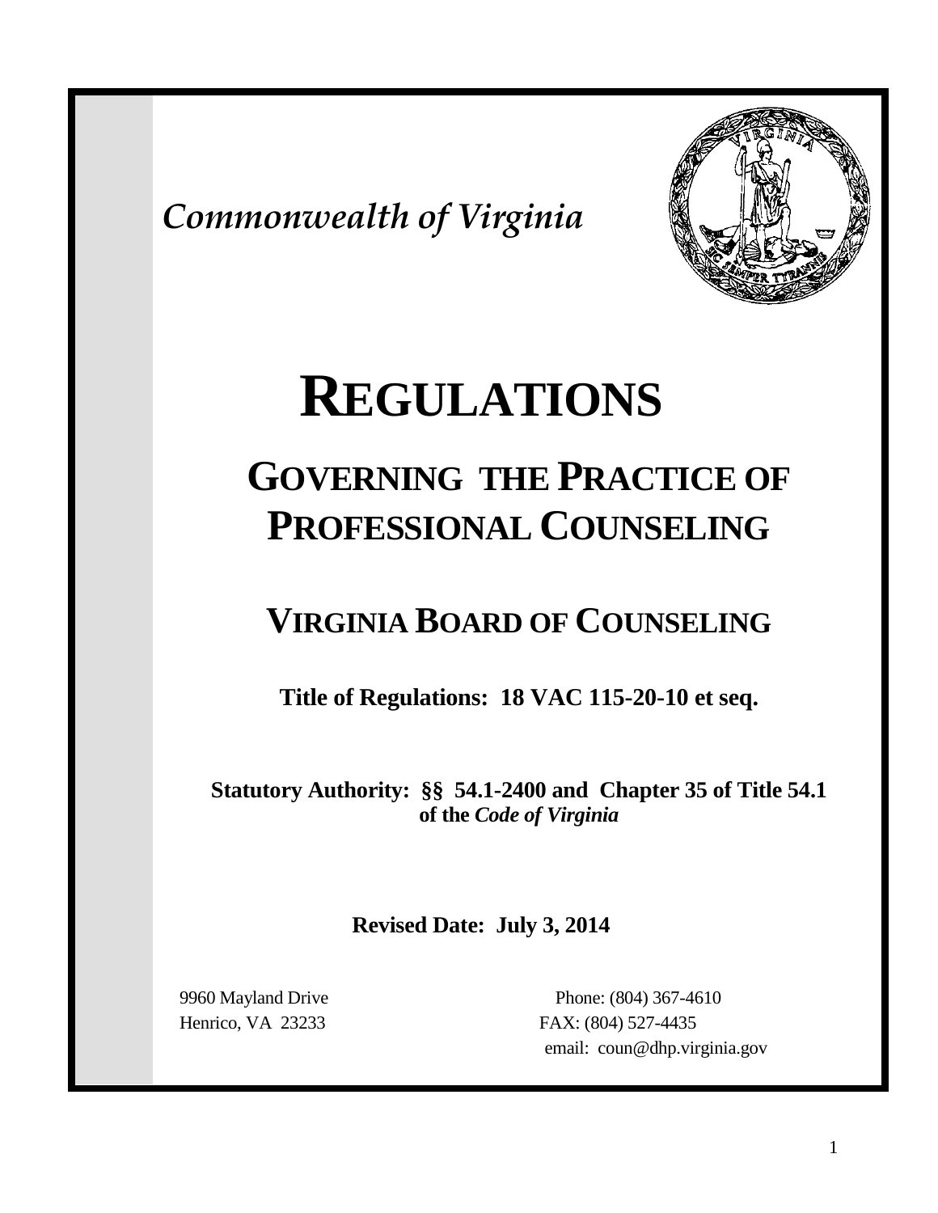*Commonwealth of Virginia*

# REGULATIONS

## GOVERNING THE PRACTICE OF PROFESSIONAL COUNSELING

## VIRGINIA BOARD OF COUNSELING

**Title of Regulations: 18 VAC 115-20-10 et seq.**

**Statutory Authority: §§ 54.1-2400 and Chapter 35 of Title 54.1 of the *Code of Virginia***

**Revised Date: July 3, 2014**

9960 Mayland Drive
Henrico, VA 23233

Phone: (804) 367-4610
FAX: (804) 527-4435
email: coun@dhp.virginia.gov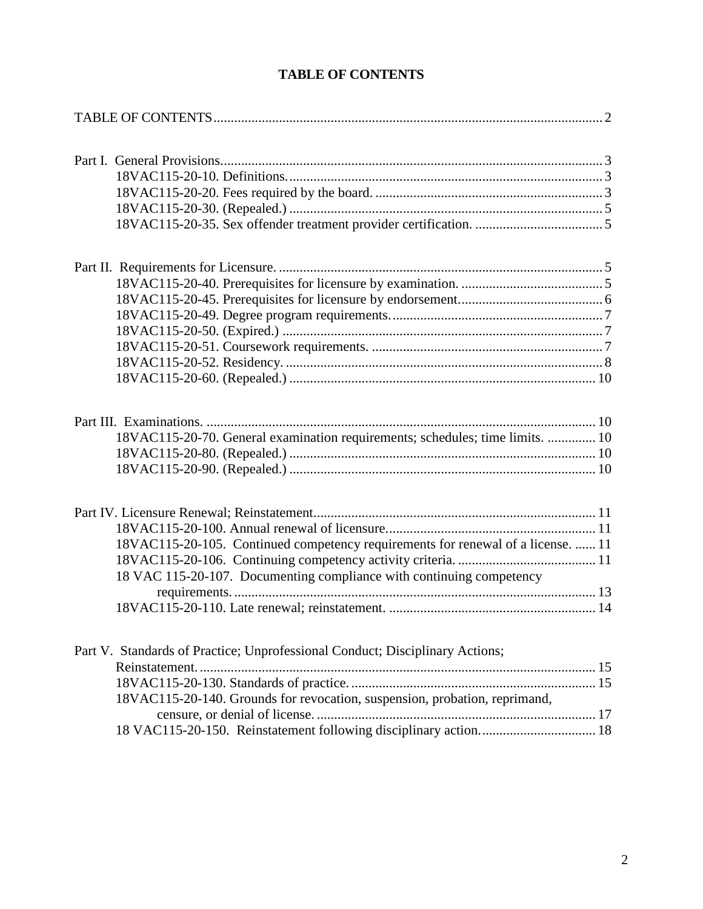# TABLE OF CONTENTS

TABLE OF CONTENTS .................................................. 2

Part I. General Provisions .................................................. 3
- 18VAC115-20-10. Definitions .................................................. 3
- 18VAC115-20-20. Fees required by the board. .................................................. 3
- 18VAC115-20-30. (Repealed.) .................................................. 5
- 18VAC115-20-35. Sex offender treatment provider certification. .................................................. 5

Part II. Requirements for Licensure. .................................................. 5
- 18VAC115-20-40. Prerequisites for licensure by examination. .................................................. 5
- 18VAC115-20-45. Prerequisites for licensure by endorsement. .................................................. 6
- 18VAC115-20-49. Degree program requirements. .................................................. 7
- 18VAC115-20-50. (Expired.) .................................................. 7
- 18VAC115-20-51. Coursework requirements. .................................................. 7
- 18VAC115-20-52. Residency. .................................................. 8
- 18VAC115-20-60. (Repealed.) .................................................. 10

Part III. Examinations. .................................................. 10
- 18VAC115-20-70. General examination requirements; schedules; time limits. .................................................. 10
- 18VAC115-20-80. (Repealed.) .................................................. 10
- 18VAC115-20-90. (Repealed.) .................................................. 10

Part IV. Licensure Renewal; Reinstatement .................................................. 11
- 18VAC115-20-100. Annual renewal of licensure .................................................. 11
- 18VAC115-20-105. Continued competency requirements for renewal of a license. .................................................. 11
- 18VAC115-20-106. Continuing competency activity criteria. .................................................. 11
- 18 VAC 115-20-107. Documenting compliance with continuing competency requirements. .................................................. 13
- 18VAC115-20-110. Late renewal; reinstatement. .................................................. 14

Part V. Standards of Practice; Unprofessional Conduct; Disciplinary Actions; Reinstatement. .................................................. 15
- 18VAC115-20-130. Standards of practice. .................................................. 15
- 18VAC115-20-140. Grounds for revocation, suspension, probation, reprimand, censure, or denial of license. .................................................. 17
- 18 VAC115-20-150. Reinstatement following disciplinary action. .................................................. 18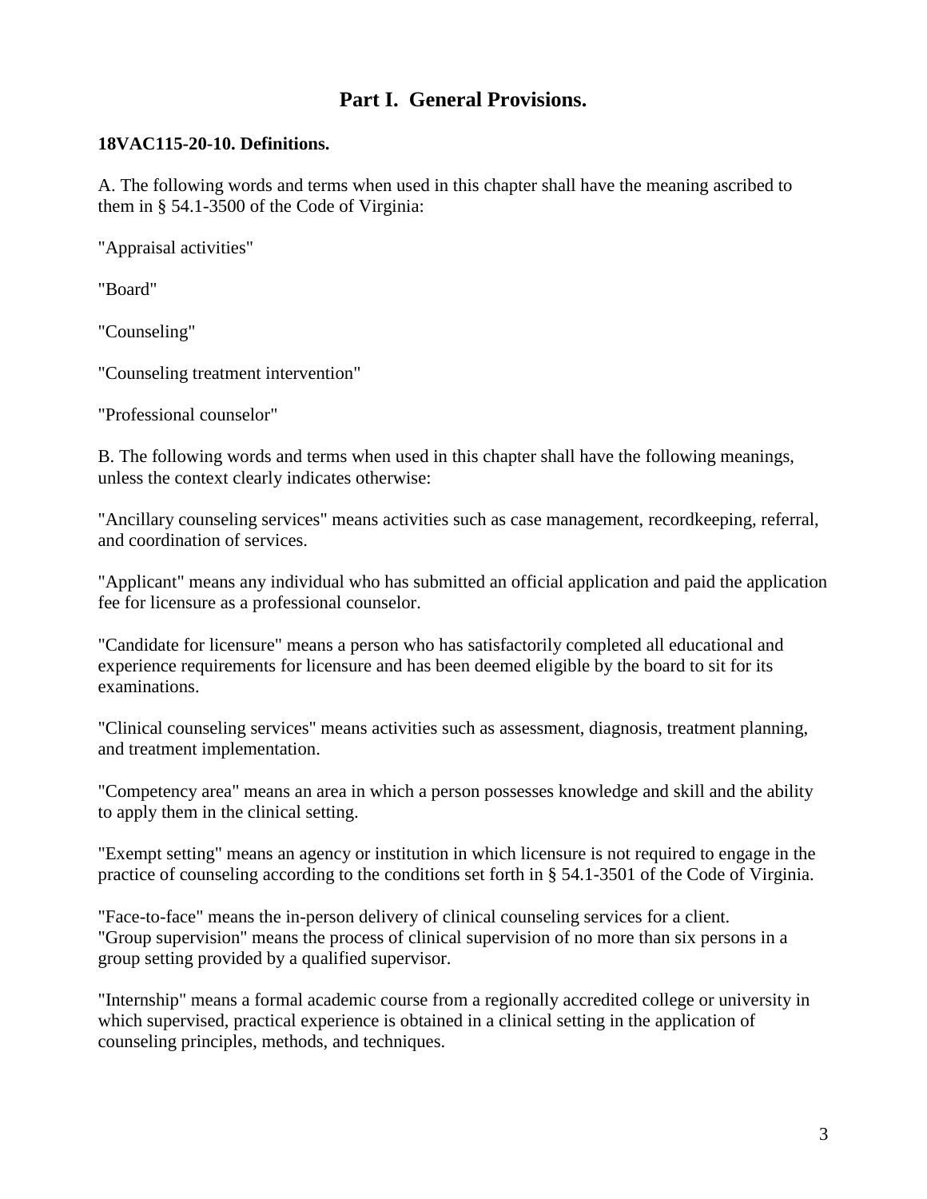## Part I. General Provisions.

**18VAC115-20-10. Definitions.**

A. The following words and terms when used in this chapter shall have the meaning ascribed to them in § 54.1-3500 of the Code of Virginia:

"Appraisal activities"

"Board"

"Counseling"

"Counseling treatment intervention"

"Professional counselor"

B. The following words and terms when used in this chapter shall have the following meanings, unless the context clearly indicates otherwise:

"Ancillary counseling services" means activities such as case management, recordkeeping, referral, and coordination of services.

"Applicant" means any individual who has submitted an official application and paid the application fee for licensure as a professional counselor.

"Candidate for licensure" means a person who has satisfactorily completed all educational and experience requirements for licensure and has been deemed eligible by the board to sit for its examinations.

"Clinical counseling services" means activities such as assessment, diagnosis, treatment planning, and treatment implementation.

"Competency area" means an area in which a person possesses knowledge and skill and the ability to apply them in the clinical setting.

"Exempt setting" means an agency or institution in which licensure is not required to engage in the practice of counseling according to the conditions set forth in § 54.1-3501 of the Code of Virginia.

"Face-to-face" means the in-person delivery of clinical counseling services for a client.

"Group supervision" means the process of clinical supervision of no more than six persons in a group setting provided by a qualified supervisor.

"Internship" means a formal academic course from a regionally accredited college or university in which supervised, practical experience is obtained in a clinical setting in the application of counseling principles, methods, and techniques.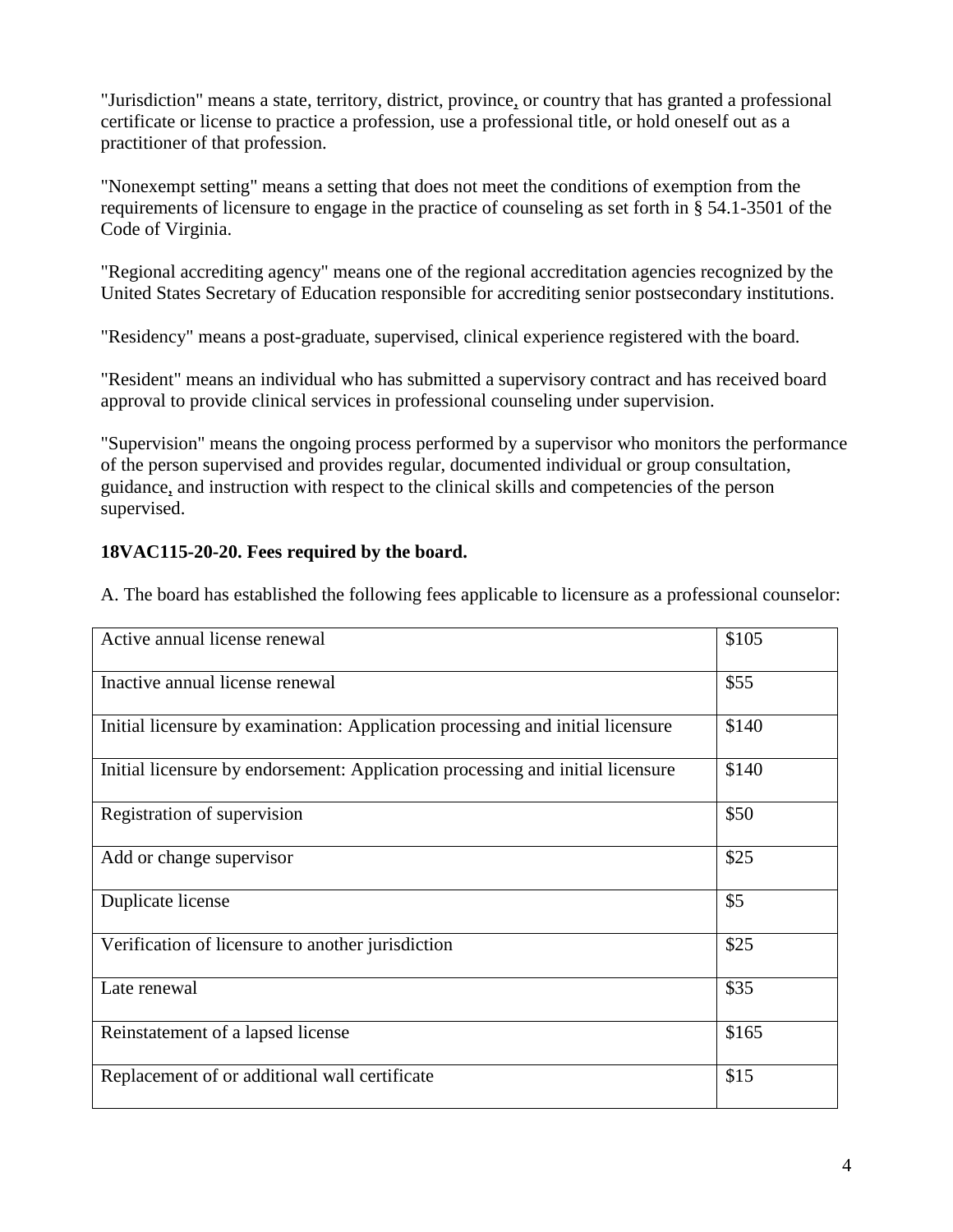"Jurisdiction" means a state, territory, district, province, or country that has granted a professional certificate or license to practice a profession, use a professional title, or hold oneself out as a practitioner of that profession.

"Nonexempt setting" means a setting that does not meet the conditions of exemption from the requirements of licensure to engage in the practice of counseling as set forth in § 54.1-3501 of the Code of Virginia.

"Regional accrediting agency" means one of the regional accreditation agencies recognized by the United States Secretary of Education responsible for accrediting senior postsecondary institutions.

"Residency" means a post-graduate, supervised, clinical experience registered with the board.

"Resident" means an individual who has submitted a supervisory contract and has received board approval to provide clinical services in professional counseling under supervision.

"Supervision" means the ongoing process performed by a supervisor who monitors the performance of the person supervised and provides regular, documented individual or group consultation, guidance, and instruction with respect to the clinical skills and competencies of the person supervised.

**18VAC115-20-20. Fees required by the board.**

A. The board has established the following fees applicable to licensure as a professional counselor:

| | |
|---|---|
| Active annual license renewal | $105 |
| Inactive annual license renewal | $55 |
| Initial licensure by examination: Application processing and initial licensure | $140 |
| Initial licensure by endorsement: Application processing and initial licensure | $140 |
| Registration of supervision | $50 |
| Add or change supervisor | $25 |
| Duplicate license | $5 |
| Verification of licensure to another jurisdiction | $25 |
| Late renewal | $35 |
| Reinstatement of a lapsed license | $165 |
| Replacement of or additional wall certificate | $15 |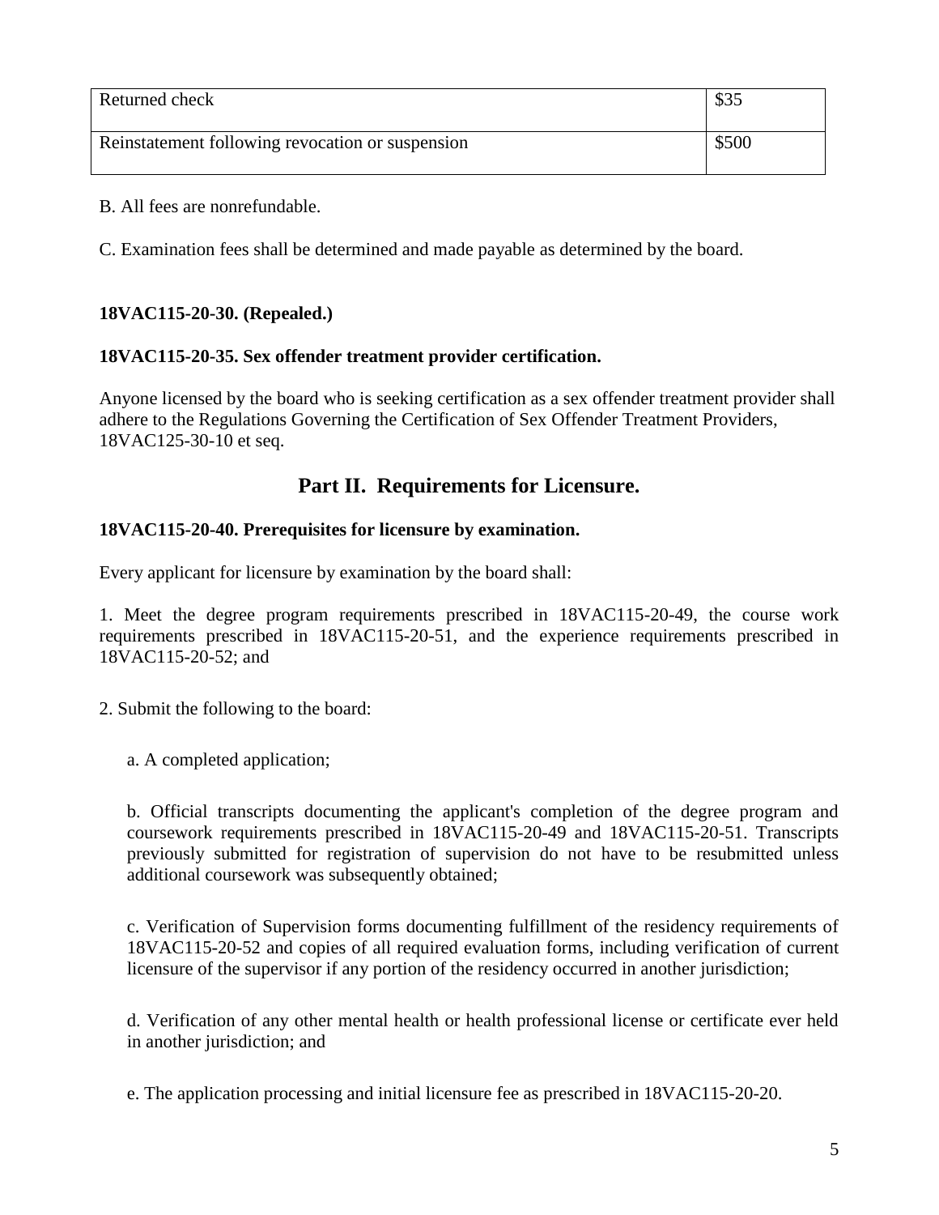| Returned check | $35 |
|---|---|
| Reinstatement following revocation or suspension | $500 |

B. All fees are nonrefundable.

C. Examination fees shall be determined and made payable as determined by the board.

**18VAC115-20-30. (Repealed.)**

**18VAC115-20-35. Sex offender treatment provider certification.**

Anyone licensed by the board who is seeking certification as a sex offender treatment provider shall adhere to the Regulations Governing the Certification of Sex Offender Treatment Providers, 18VAC125-30-10 et seq.

## Part II. Requirements for Licensure.

**18VAC115-20-40. Prerequisites for licensure by examination.**

Every applicant for licensure by examination by the board shall:

1. Meet the degree program requirements prescribed in 18VAC115-20-49, the course work requirements prescribed in 18VAC115-20-51, and the experience requirements prescribed in 18VAC115-20-52; and

2. Submit the following to the board:

   a. A completed application;

   b. Official transcripts documenting the applicant's completion of the degree program and coursework requirements prescribed in 18VAC115-20-49 and 18VAC115-20-51. Transcripts previously submitted for registration of supervision do not have to be resubmitted unless additional coursework was subsequently obtained;

   c. Verification of Supervision forms documenting fulfillment of the residency requirements of 18VAC115-20-52 and copies of all required evaluation forms, including verification of current licensure of the supervisor if any portion of the residency occurred in another jurisdiction;

   d. Verification of any other mental health or health professional license or certificate ever held in another jurisdiction; and

   e. The application processing and initial licensure fee as prescribed in 18VAC115-20-20.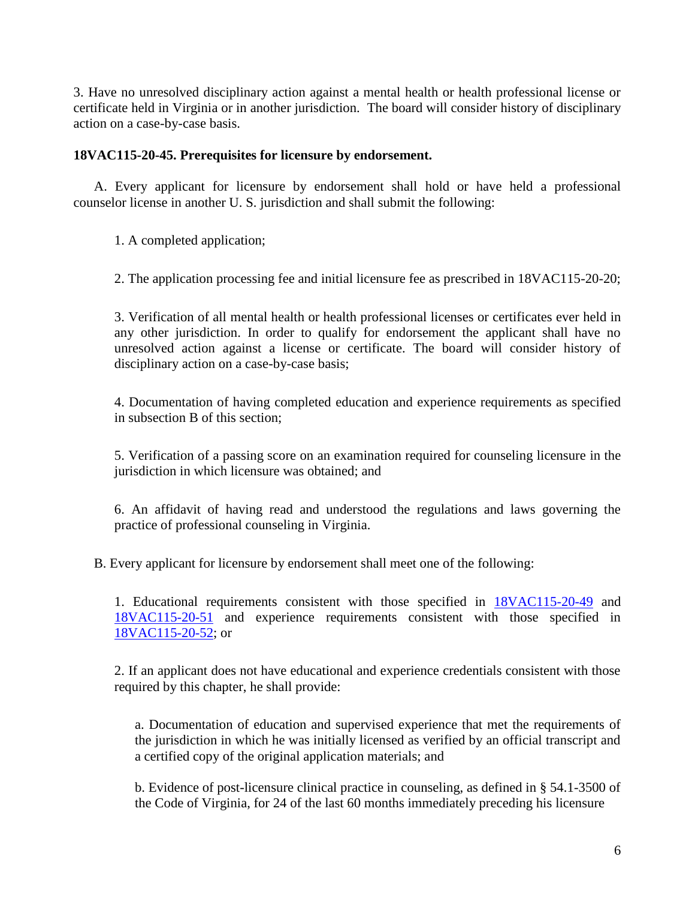3. Have no unresolved disciplinary action against a mental health or health professional license or certificate held in Virginia or in another jurisdiction. The board will consider history of disciplinary action on a case-by-case basis.

**18VAC115-20-45. Prerequisites for licensure by endorsement.**

A. Every applicant for licensure by endorsement shall hold or have held a professional counselor license in another U. S. jurisdiction and shall submit the following:

1. A completed application;

2. The application processing fee and initial licensure fee as prescribed in 18VAC115-20-20;

3. Verification of all mental health or health professional licenses or certificates ever held in any other jurisdiction. In order to qualify for endorsement the applicant shall have no unresolved action against a license or certificate. The board will consider history of disciplinary action on a case-by-case basis;

4. Documentation of having completed education and experience requirements as specified in subsection B of this section;

5. Verification of a passing score on an examination required for counseling licensure in the jurisdiction in which licensure was obtained; and

6. An affidavit of having read and understood the regulations and laws governing the practice of professional counseling in Virginia.

B. Every applicant for licensure by endorsement shall meet one of the following:

1. Educational requirements consistent with those specified in 18VAC115-20-49 and 18VAC115-20-51 and experience requirements consistent with those specified in 18VAC115-20-52; or

2. If an applicant does not have educational and experience credentials consistent with those required by this chapter, he shall provide:

a. Documentation of education and supervised experience that met the requirements of the jurisdiction in which he was initially licensed as verified by an official transcript and a certified copy of the original application materials; and

b. Evidence of post-licensure clinical practice in counseling, as defined in § 54.1-3500 of the Code of Virginia, for 24 of the last 60 months immediately preceding his licensure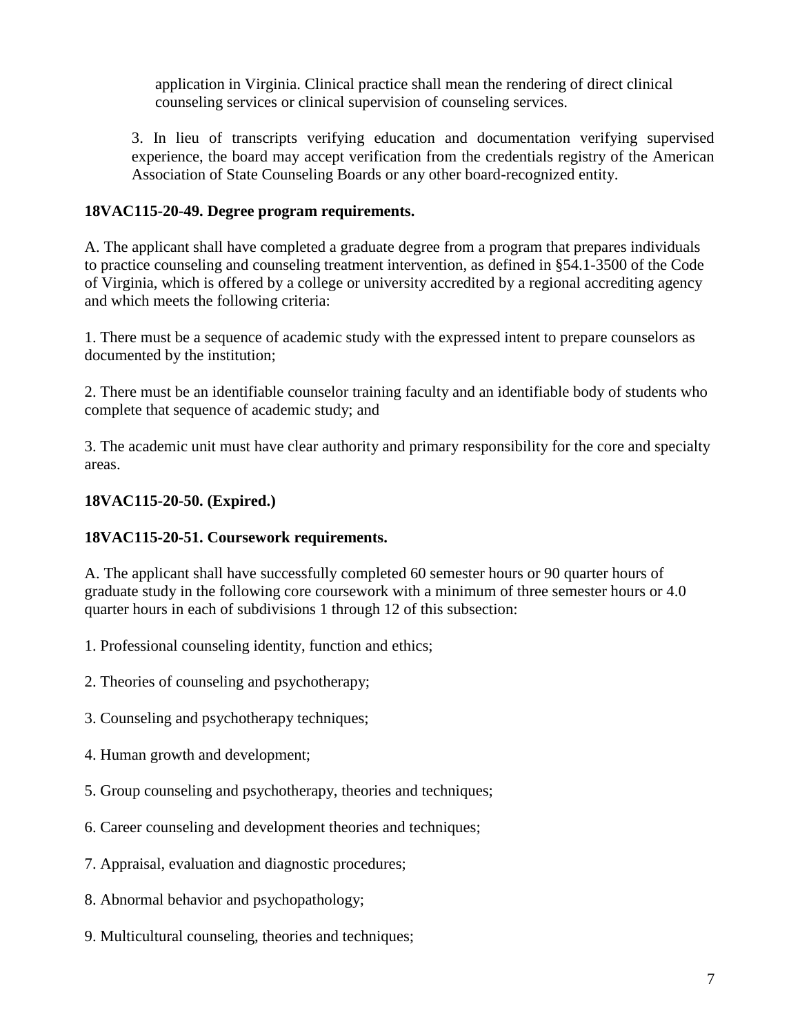application in Virginia. Clinical practice shall mean the rendering of direct clinical counseling services or clinical supervision of counseling services.

3. In lieu of transcripts verifying education and documentation verifying supervised experience, the board may accept verification from the credentials registry of the American Association of State Counseling Boards or any other board-recognized entity.

**18VAC115-20-49. Degree program requirements.**

A. The applicant shall have completed a graduate degree from a program that prepares individuals to practice counseling and counseling treatment intervention, as defined in §54.1-3500 of the Code of Virginia, which is offered by a college or university accredited by a regional accrediting agency and which meets the following criteria:

1. There must be a sequence of academic study with the expressed intent to prepare counselors as documented by the institution;

2. There must be an identifiable counselor training faculty and an identifiable body of students who complete that sequence of academic study; and

3. The academic unit must have clear authority and primary responsibility for the core and specialty areas.

**18VAC115-20-50. (Expired.)**

**18VAC115-20-51. Coursework requirements.**

A. The applicant shall have successfully completed 60 semester hours or 90 quarter hours of graduate study in the following core coursework with a minimum of three semester hours or 4.0 quarter hours in each of subdivisions 1 through 12 of this subsection:

1. Professional counseling identity, function and ethics;

2. Theories of counseling and psychotherapy;

3. Counseling and psychotherapy techniques;

4. Human growth and development;

5. Group counseling and psychotherapy, theories and techniques;

6. Career counseling and development theories and techniques;

7. Appraisal, evaluation and diagnostic procedures;

8. Abnormal behavior and psychopathology;

9. Multicultural counseling, theories and techniques;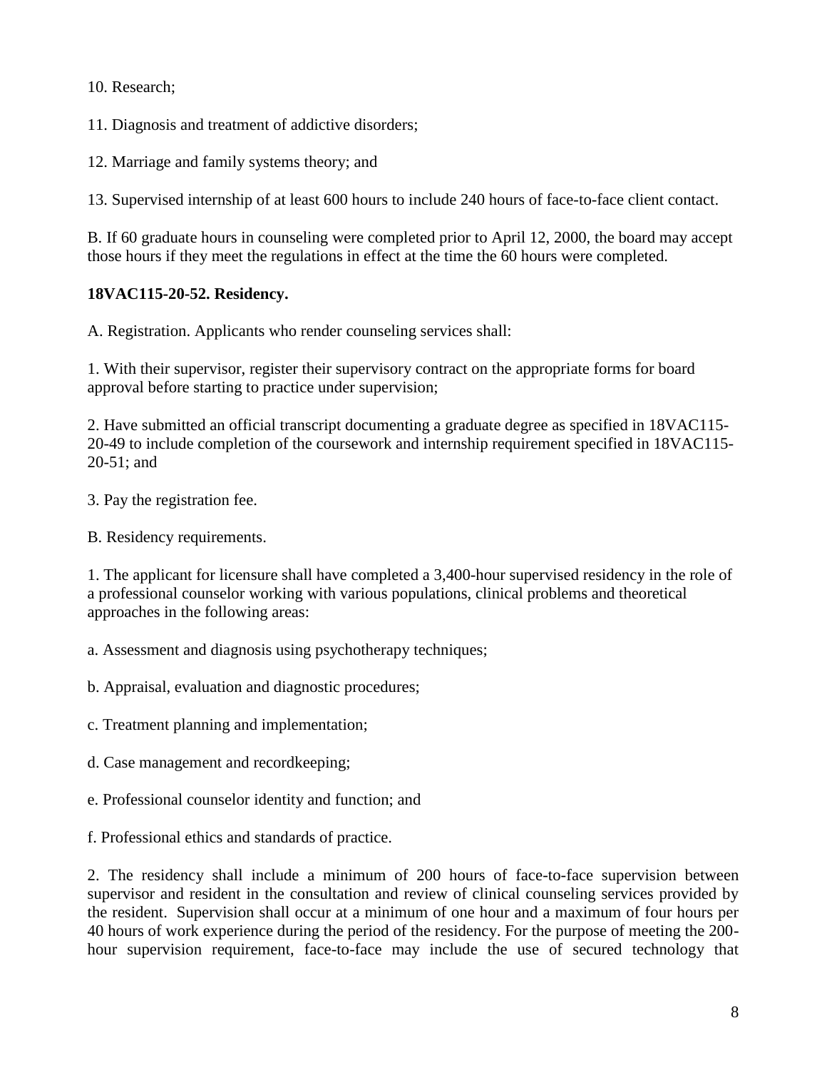10. Research;

11. Diagnosis and treatment of addictive disorders;

12. Marriage and family systems theory; and

13. Supervised internship of at least 600 hours to include 240 hours of face-to-face client contact.

B. If 60 graduate hours in counseling were completed prior to April 12, 2000, the board may accept those hours if they meet the regulations in effect at the time the 60 hours were completed.

**18VAC115-20-52. Residency.**

A. Registration. Applicants who render counseling services shall:

1. With their supervisor, register their supervisory contract on the appropriate forms for board approval before starting to practice under supervision;

2. Have submitted an official transcript documenting a graduate degree as specified in 18VAC115-20-49 to include completion of the coursework and internship requirement specified in 18VAC115-20-51; and

3. Pay the registration fee.

B. Residency requirements.

1. The applicant for licensure shall have completed a 3,400-hour supervised residency in the role of a professional counselor working with various populations, clinical problems and theoretical approaches in the following areas:

a. Assessment and diagnosis using psychotherapy techniques;

b. Appraisal, evaluation and diagnostic procedures;

c. Treatment planning and implementation;

d. Case management and recordkeeping;

e. Professional counselor identity and function; and

f. Professional ethics and standards of practice.

2. The residency shall include a minimum of 200 hours of face-to-face supervision between supervisor and resident in the consultation and review of clinical counseling services provided by the resident. Supervision shall occur at a minimum of one hour and a maximum of four hours per 40 hours of work experience during the period of the residency. For the purpose of meeting the 200-hour supervision requirement, face-to-face may include the use of secured technology that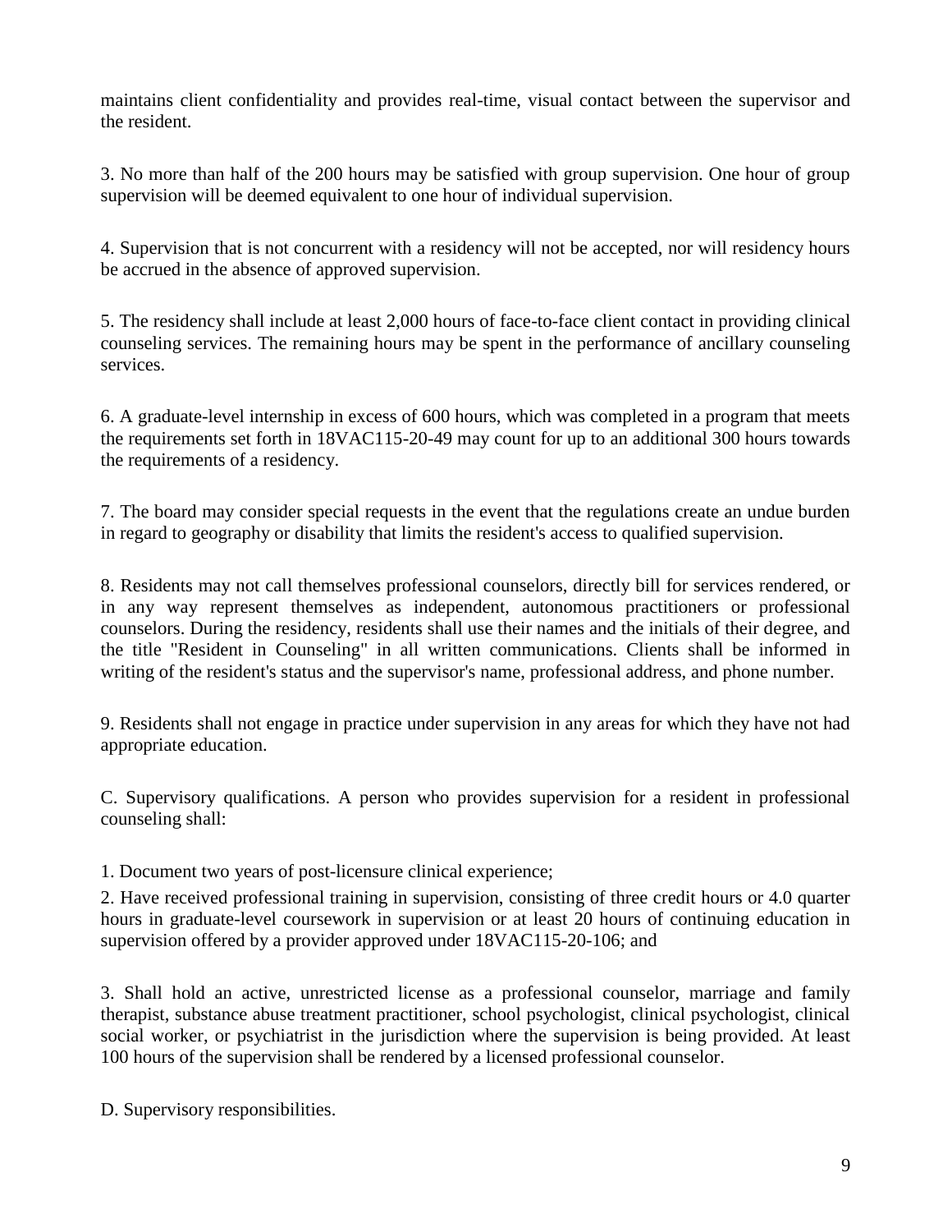maintains client confidentiality and provides real-time, visual contact between the supervisor and the resident.

3. No more than half of the 200 hours may be satisfied with group supervision. One hour of group supervision will be deemed equivalent to one hour of individual supervision.

4. Supervision that is not concurrent with a residency will not be accepted, nor will residency hours be accrued in the absence of approved supervision.

5. The residency shall include at least 2,000 hours of face-to-face client contact in providing clinical counseling services. The remaining hours may be spent in the performance of ancillary counseling services.

6. A graduate-level internship in excess of 600 hours, which was completed in a program that meets the requirements set forth in 18VAC115-20-49 may count for up to an additional 300 hours towards the requirements of a residency.

7. The board may consider special requests in the event that the regulations create an undue burden in regard to geography or disability that limits the resident's access to qualified supervision.

8. Residents may not call themselves professional counselors, directly bill for services rendered, or in any way represent themselves as independent, autonomous practitioners or professional counselors. During the residency, residents shall use their names and the initials of their degree, and the title "Resident in Counseling" in all written communications. Clients shall be informed in writing of the resident's status and the supervisor's name, professional address, and phone number.

9. Residents shall not engage in practice under supervision in any areas for which they have not had appropriate education.

C. Supervisory qualifications. A person who provides supervision for a resident in professional counseling shall:

1. Document two years of post-licensure clinical experience;

2. Have received professional training in supervision, consisting of three credit hours or 4.0 quarter hours in graduate-level coursework in supervision or at least 20 hours of continuing education in supervision offered by a provider approved under 18VAC115-20-106; and

3. Shall hold an active, unrestricted license as a professional counselor, marriage and family therapist, substance abuse treatment practitioner, school psychologist, clinical psychologist, clinical social worker, or psychiatrist in the jurisdiction where the supervision is being provided. At least 100 hours of the supervision shall be rendered by a licensed professional counselor.

D. Supervisory responsibilities.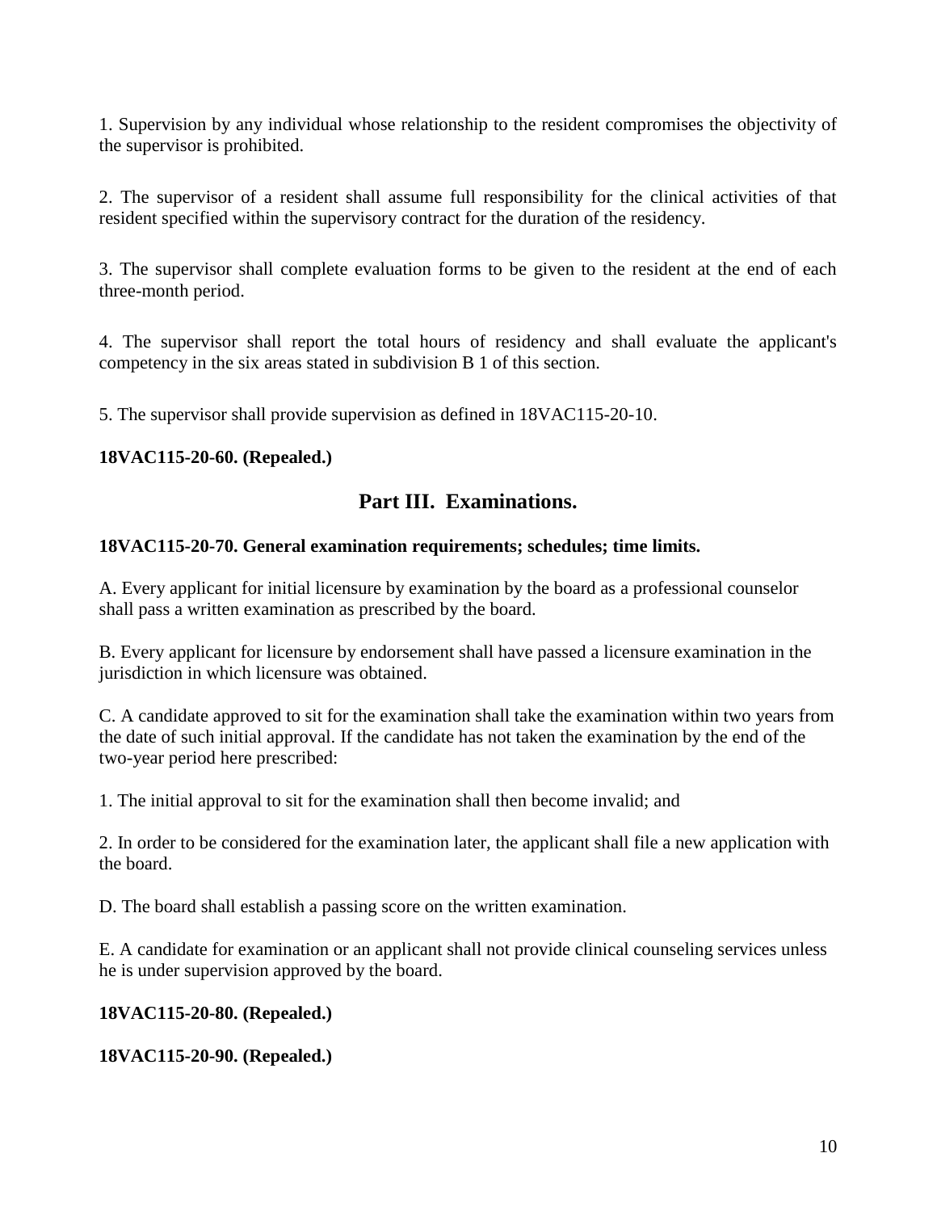1. Supervision by any individual whose relationship to the resident compromises the objectivity of the supervisor is prohibited.

2. The supervisor of a resident shall assume full responsibility for the clinical activities of that resident specified within the supervisory contract for the duration of the residency.

3. The supervisor shall complete evaluation forms to be given to the resident at the end of each three-month period.

4. The supervisor shall report the total hours of residency and shall evaluate the applicant's competency in the six areas stated in subdivision B 1 of this section.

5. The supervisor shall provide supervision as defined in 18VAC115-20-10.

**18VAC115-20-60. (Repealed.)**

## Part III. Examinations.

**18VAC115-20-70. General examination requirements; schedules; time limits.**

A. Every applicant for initial licensure by examination by the board as a professional counselor shall pass a written examination as prescribed by the board.

B. Every applicant for licensure by endorsement shall have passed a licensure examination in the jurisdiction in which licensure was obtained.

C. A candidate approved to sit for the examination shall take the examination within two years from the date of such initial approval. If the candidate has not taken the examination by the end of the two-year period here prescribed:

1. The initial approval to sit for the examination shall then become invalid; and

2. In order to be considered for the examination later, the applicant shall file a new application with the board.

D. The board shall establish a passing score on the written examination.

E. A candidate for examination or an applicant shall not provide clinical counseling services unless he is under supervision approved by the board.

**18VAC115-20-80. (Repealed.)**

**18VAC115-20-90. (Repealed.)**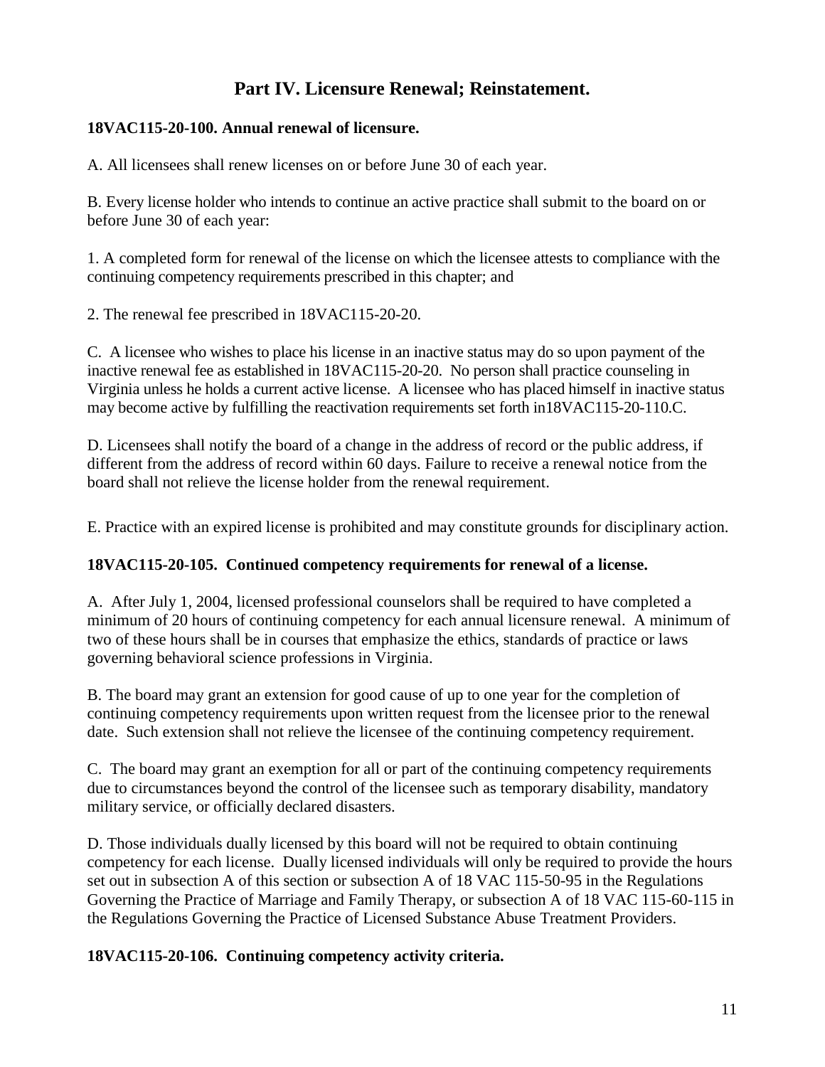## Part IV. Licensure Renewal; Reinstatement.

### 18VAC115-20-100. Annual renewal of licensure.

A. All licensees shall renew licenses on or before June 30 of each year.

B. Every license holder who intends to continue an active practice shall submit to the board on or before June 30 of each year:

1. A completed form for renewal of the license on which the licensee attests to compliance with the continuing competency requirements prescribed in this chapter; and

2. The renewal fee prescribed in 18VAC115-20-20.

C. A licensee who wishes to place his license in an inactive status may do so upon payment of the inactive renewal fee as established in 18VAC115-20-20. No person shall practice counseling in Virginia unless he holds a current active license. A licensee who has placed himself in inactive status may become active by fulfilling the reactivation requirements set forth in18VAC115-20-110.C.

D. Licensees shall notify the board of a change in the address of record or the public address, if different from the address of record within 60 days. Failure to receive a renewal notice from the board shall not relieve the license holder from the renewal requirement.

E. Practice with an expired license is prohibited and may constitute grounds for disciplinary action.

### 18VAC115-20-105. Continued competency requirements for renewal of a license.

A. After July 1, 2004, licensed professional counselors shall be required to have completed a minimum of 20 hours of continuing competency for each annual licensure renewal. A minimum of two of these hours shall be in courses that emphasize the ethics, standards of practice or laws governing behavioral science professions in Virginia.

B. The board may grant an extension for good cause of up to one year for the completion of continuing competency requirements upon written request from the licensee prior to the renewal date. Such extension shall not relieve the licensee of the continuing competency requirement.

C. The board may grant an exemption for all or part of the continuing competency requirements due to circumstances beyond the control of the licensee such as temporary disability, mandatory military service, or officially declared disasters.

D. Those individuals dually licensed by this board will not be required to obtain continuing competency for each license. Dually licensed individuals will only be required to provide the hours set out in subsection A of this section or subsection A of 18 VAC 115-50-95 in the Regulations Governing the Practice of Marriage and Family Therapy, or subsection A of 18 VAC 115-60-115 in the Regulations Governing the Practice of Licensed Substance Abuse Treatment Providers.

### 18VAC115-20-106. Continuing competency activity criteria.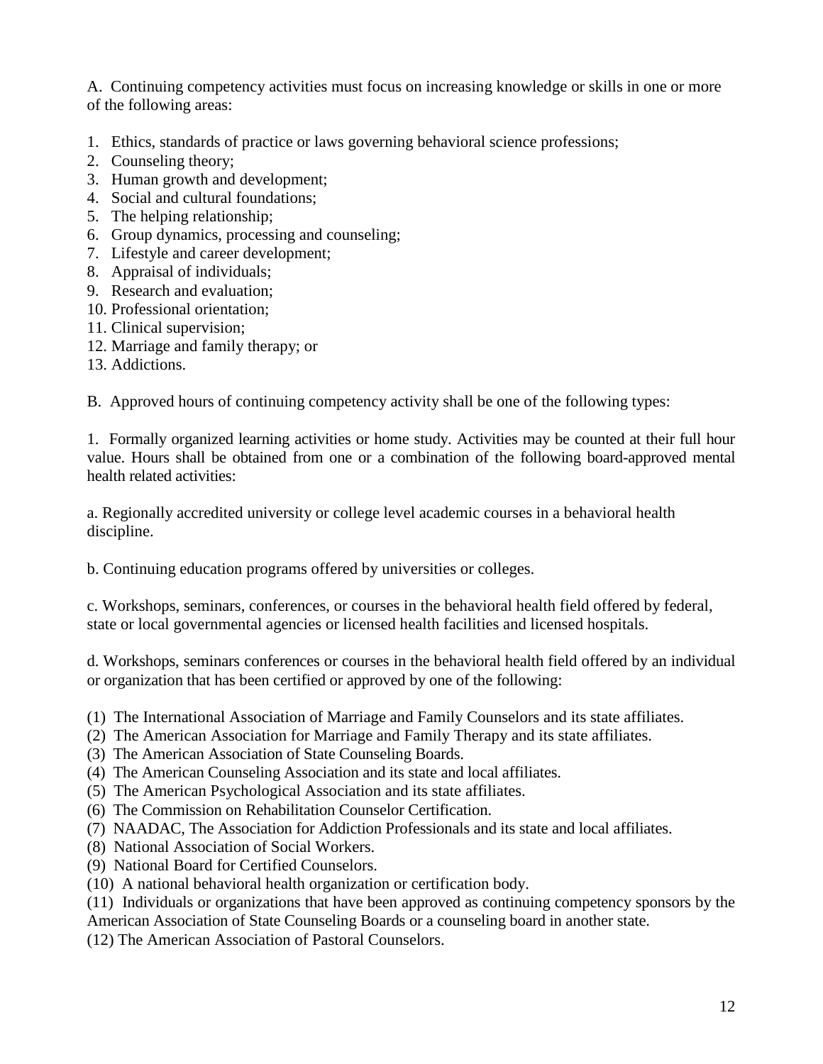A. Continuing competency activities must focus on increasing knowledge or skills in one or more of the following areas:

1. Ethics, standards of practice or laws governing behavioral science professions;
2. Counseling theory;
3. Human growth and development;
4. Social and cultural foundations;
5. The helping relationship;
6. Group dynamics, processing and counseling;
7. Lifestyle and career development;
8. Appraisal of individuals;
9. Research and evaluation;
10. Professional orientation;
11. Clinical supervision;
12. Marriage and family therapy; or
13. Addictions.

B. Approved hours of continuing competency activity shall be one of the following types:

1. Formally organized learning activities or home study. Activities may be counted at their full hour value. Hours shall be obtained from one or a combination of the following board-approved mental health related activities:

a. Regionally accredited university or college level academic courses in a behavioral health discipline.

b. Continuing education programs offered by universities or colleges.

c. Workshops, seminars, conferences, or courses in the behavioral health field offered by federal, state or local governmental agencies or licensed health facilities and licensed hospitals.

d. Workshops, seminars conferences or courses in the behavioral health field offered by an individual or organization that has been certified or approved by one of the following:

(1) The International Association of Marriage and Family Counselors and its state affiliates.
(2) The American Association for Marriage and Family Therapy and its state affiliates.
(3) The American Association of State Counseling Boards.
(4) The American Counseling Association and its state and local affiliates.
(5) The American Psychological Association and its state affiliates.
(6) The Commission on Rehabilitation Counselor Certification.
(7) NAADAC, The Association for Addiction Professionals and its state and local affiliates.
(8) National Association of Social Workers.
(9) National Board for Certified Counselors.
(10) A national behavioral health organization or certification body.
(11) Individuals or organizations that have been approved as continuing competency sponsors by the American Association of State Counseling Boards or a counseling board in another state.
(12) The American Association of Pastoral Counselors.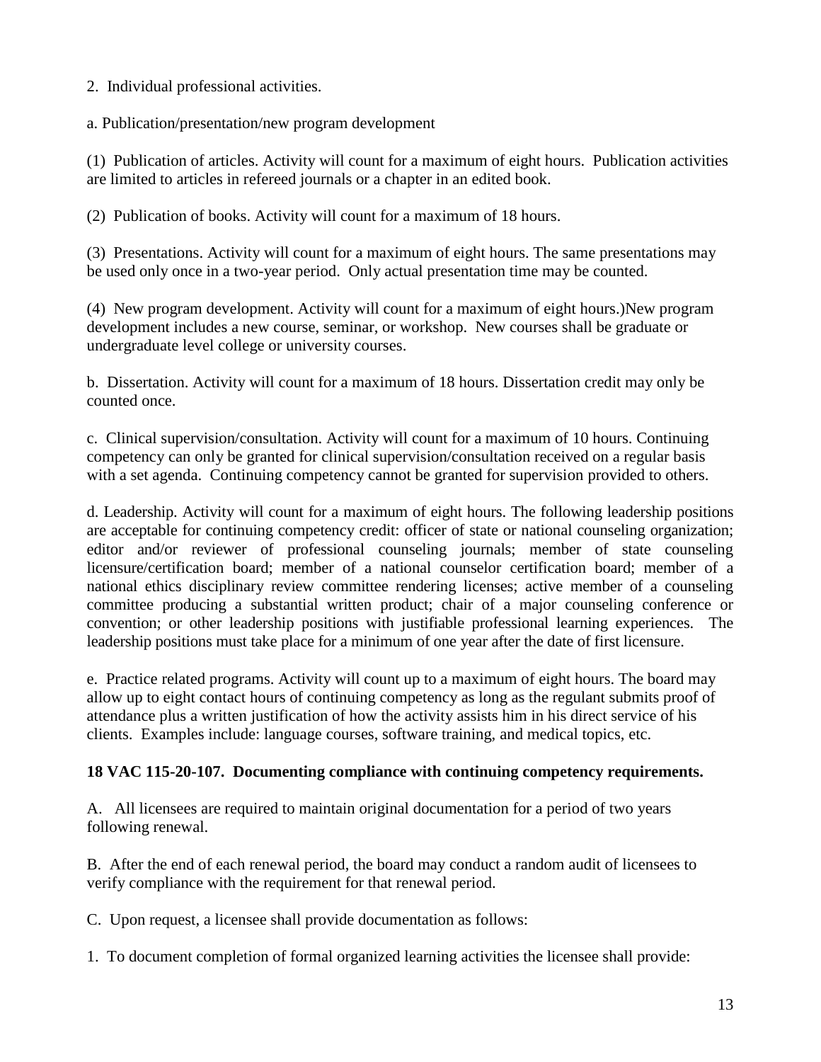2. Individual professional activities.

a. Publication/presentation/new program development

(1) Publication of articles. Activity will count for a maximum of eight hours. Publication activities are limited to articles in refereed journals or a chapter in an edited book.

(2) Publication of books. Activity will count for a maximum of 18 hours.

(3) Presentations. Activity will count for a maximum of eight hours. The same presentations may be used only once in a two-year period. Only actual presentation time may be counted.

(4) New program development. Activity will count for a maximum of eight hours.)New program development includes a new course, seminar, or workshop. New courses shall be graduate or undergraduate level college or university courses.

b. Dissertation. Activity will count for a maximum of 18 hours. Dissertation credit may only be counted once.

c. Clinical supervision/consultation. Activity will count for a maximum of 10 hours. Continuing competency can only be granted for clinical supervision/consultation received on a regular basis with a set agenda. Continuing competency cannot be granted for supervision provided to others.

d. Leadership. Activity will count for a maximum of eight hours. The following leadership positions are acceptable for continuing competency credit: officer of state or national counseling organization; editor and/or reviewer of professional counseling journals; member of state counseling licensure/certification board; member of a national counselor certification board; member of a national ethics disciplinary review committee rendering licenses; active member of a counseling committee producing a substantial written product; chair of a major counseling conference or convention; or other leadership positions with justifiable professional learning experiences. The leadership positions must take place for a minimum of one year after the date of first licensure.

e. Practice related programs. Activity will count up to a maximum of eight hours. The board may allow up to eight contact hours of continuing competency as long as the regulant submits proof of attendance plus a written justification of how the activity assists him in his direct service of his clients. Examples include: language courses, software training, and medical topics, etc.

**18 VAC 115-20-107. Documenting compliance with continuing competency requirements.**

A. All licensees are required to maintain original documentation for a period of two years following renewal.

B. After the end of each renewal period, the board may conduct a random audit of licensees to verify compliance with the requirement for that renewal period.

C. Upon request, a licensee shall provide documentation as follows:

1. To document completion of formal organized learning activities the licensee shall provide: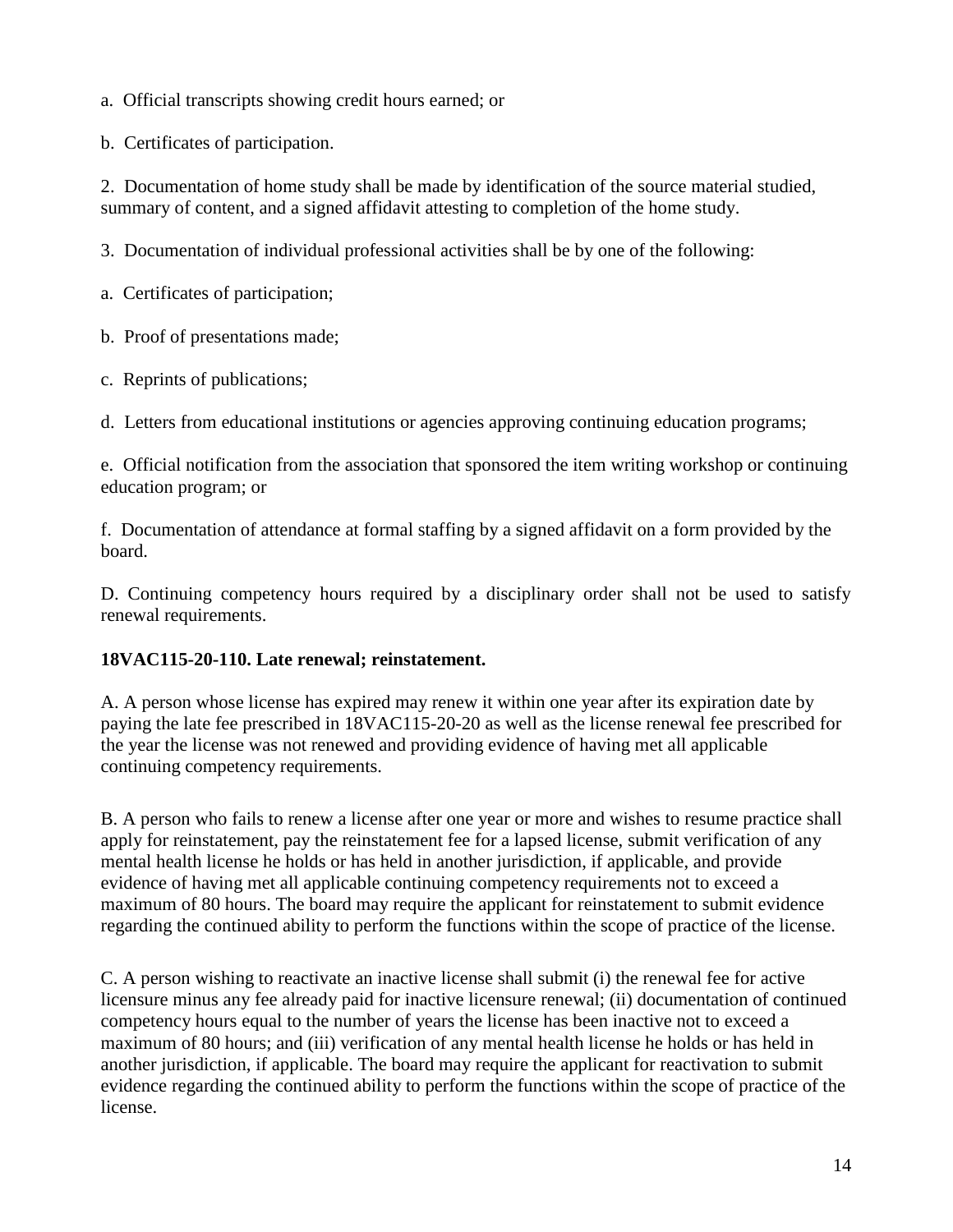a. Official transcripts showing credit hours earned; or

b. Certificates of participation.

2. Documentation of home study shall be made by identification of the source material studied, summary of content, and a signed affidavit attesting to completion of the home study.

3. Documentation of individual professional activities shall be by one of the following:

a. Certificates of participation;

b. Proof of presentations made;

c. Reprints of publications;

d. Letters from educational institutions or agencies approving continuing education programs;

e. Official notification from the association that sponsored the item writing workshop or continuing education program; or

f. Documentation of attendance at formal staffing by a signed affidavit on a form provided by the board.

D. Continuing competency hours required by a disciplinary order shall not be used to satisfy renewal requirements.

**18VAC115-20-110. Late renewal; reinstatement.**

A. A person whose license has expired may renew it within one year after its expiration date by paying the late fee prescribed in 18VAC115-20-20 as well as the license renewal fee prescribed for the year the license was not renewed and providing evidence of having met all applicable continuing competency requirements.

B. A person who fails to renew a license after one year or more and wishes to resume practice shall apply for reinstatement, pay the reinstatement fee for a lapsed license, submit verification of any mental health license he holds or has held in another jurisdiction, if applicable, and provide evidence of having met all applicable continuing competency requirements not to exceed a maximum of 80 hours. The board may require the applicant for reinstatement to submit evidence regarding the continued ability to perform the functions within the scope of practice of the license.

C. A person wishing to reactivate an inactive license shall submit (i) the renewal fee for active licensure minus any fee already paid for inactive licensure renewal; (ii) documentation of continued competency hours equal to the number of years the license has been inactive not to exceed a maximum of 80 hours; and (iii) verification of any mental health license he holds or has held in another jurisdiction, if applicable. The board may require the applicant for reactivation to submit evidence regarding the continued ability to perform the functions within the scope of practice of the license.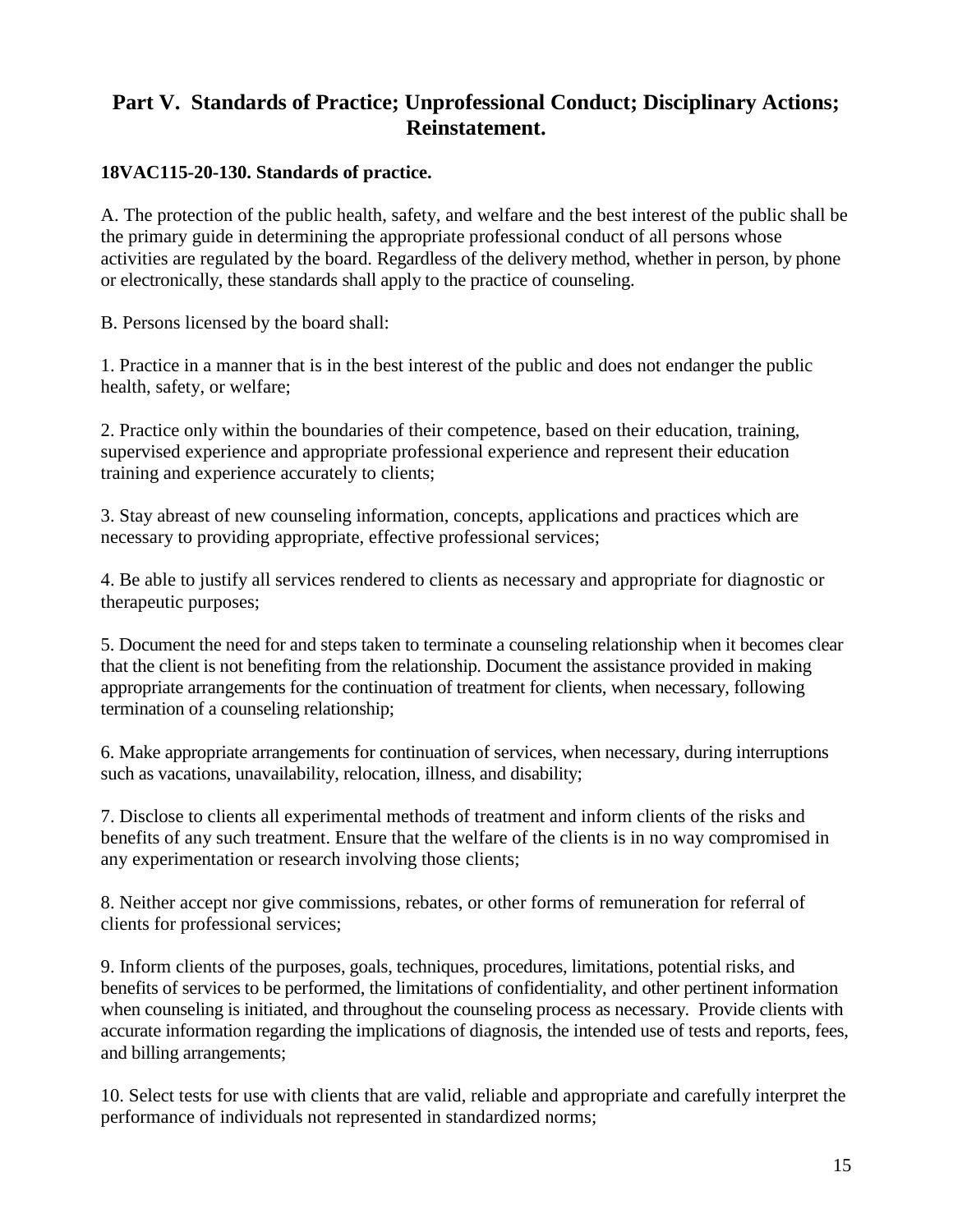## Part V. Standards of Practice; Unprofessional Conduct; Disciplinary Actions; Reinstatement.

**18VAC115-20-130. Standards of practice.**

A. The protection of the public health, safety, and welfare and the best interest of the public shall be the primary guide in determining the appropriate professional conduct of all persons whose activities are regulated by the board. Regardless of the delivery method, whether in person, by phone or electronically, these standards shall apply to the practice of counseling.

B. Persons licensed by the board shall:

1. Practice in a manner that is in the best interest of the public and does not endanger the public health, safety, or welfare;

2. Practice only within the boundaries of their competence, based on their education, training, supervised experience and appropriate professional experience and represent their education training and experience accurately to clients;

3. Stay abreast of new counseling information, concepts, applications and practices which are necessary to providing appropriate, effective professional services;

4. Be able to justify all services rendered to clients as necessary and appropriate for diagnostic or therapeutic purposes;

5. Document the need for and steps taken to terminate a counseling relationship when it becomes clear that the client is not benefiting from the relationship. Document the assistance provided in making appropriate arrangements for the continuation of treatment for clients, when necessary, following termination of a counseling relationship;

6. Make appropriate arrangements for continuation of services, when necessary, during interruptions such as vacations, unavailability, relocation, illness, and disability;

7. Disclose to clients all experimental methods of treatment and inform clients of the risks and benefits of any such treatment. Ensure that the welfare of the clients is in no way compromised in any experimentation or research involving those clients;

8. Neither accept nor give commissions, rebates, or other forms of remuneration for referral of clients for professional services;

9. Inform clients of the purposes, goals, techniques, procedures, limitations, potential risks, and benefits of services to be performed, the limitations of confidentiality, and other pertinent information when counseling is initiated, and throughout the counseling process as necessary. Provide clients with accurate information regarding the implications of diagnosis, the intended use of tests and reports, fees, and billing arrangements;

10. Select tests for use with clients that are valid, reliable and appropriate and carefully interpret the performance of individuals not represented in standardized norms;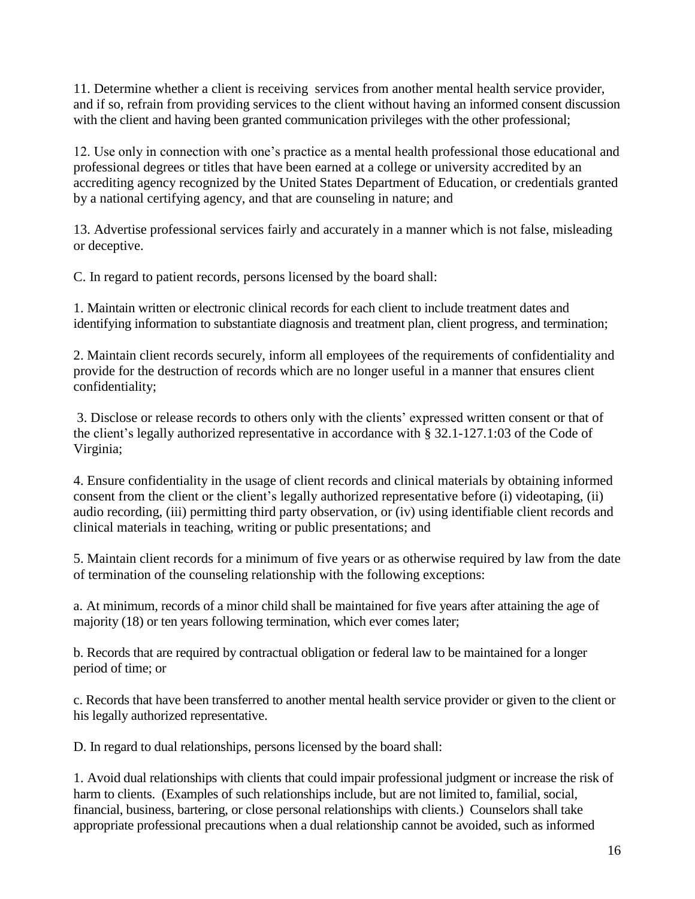11. Determine whether a client is receiving services from another mental health service provider, and if so, refrain from providing services to the client without having an informed consent discussion with the client and having been granted communication privileges with the other professional;

12. Use only in connection with one's practice as a mental health professional those educational and professional degrees or titles that have been earned at a college or university accredited by an accrediting agency recognized by the United States Department of Education, or credentials granted by a national certifying agency, and that are counseling in nature; and

13. Advertise professional services fairly and accurately in a manner which is not false, misleading or deceptive.

C. In regard to patient records, persons licensed by the board shall:

1. Maintain written or electronic clinical records for each client to include treatment dates and identifying information to substantiate diagnosis and treatment plan, client progress, and termination;

2. Maintain client records securely, inform all employees of the requirements of confidentiality and provide for the destruction of records which are no longer useful in a manner that ensures client confidentiality;

3. Disclose or release records to others only with the clients' expressed written consent or that of the client's legally authorized representative in accordance with § 32.1-127.1:03 of the Code of Virginia;

4. Ensure confidentiality in the usage of client records and clinical materials by obtaining informed consent from the client or the client's legally authorized representative before (i) videotaping, (ii) audio recording, (iii) permitting third party observation, or (iv) using identifiable client records and clinical materials in teaching, writing or public presentations; and

5. Maintain client records for a minimum of five years or as otherwise required by law from the date of termination of the counseling relationship with the following exceptions:

a. At minimum, records of a minor child shall be maintained for five years after attaining the age of majority (18) or ten years following termination, which ever comes later;

b. Records that are required by contractual obligation or federal law to be maintained for a longer period of time; or

c. Records that have been transferred to another mental health service provider or given to the client or his legally authorized representative.

D. In regard to dual relationships, persons licensed by the board shall:

1. Avoid dual relationships with clients that could impair professional judgment or increase the risk of harm to clients. (Examples of such relationships include, but are not limited to, familial, social, financial, business, bartering, or close personal relationships with clients.) Counselors shall take appropriate professional precautions when a dual relationship cannot be avoided, such as informed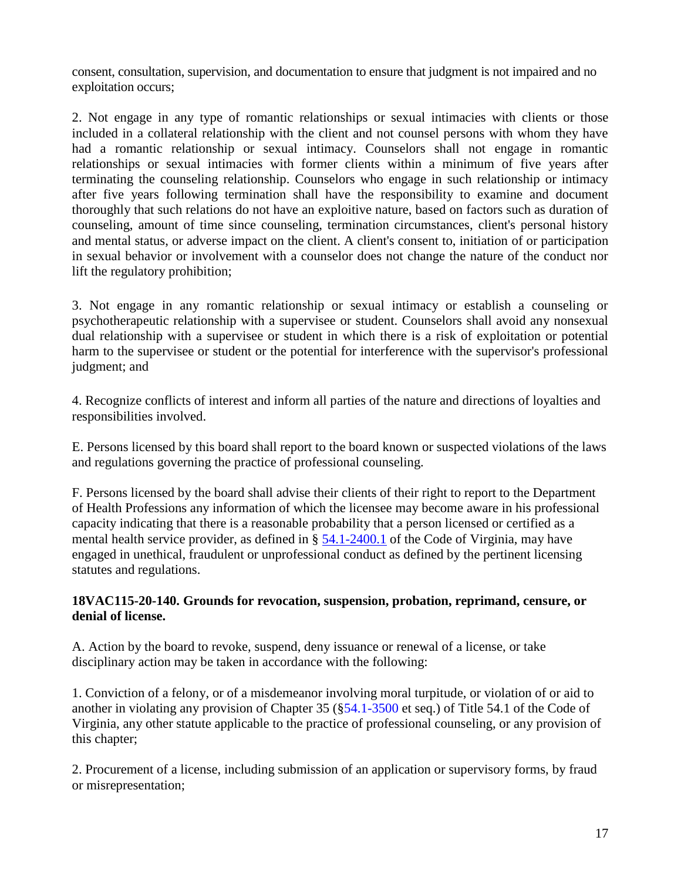consent, consultation, supervision, and documentation to ensure that judgment is not impaired and no exploitation occurs;

2. Not engage in any type of romantic relationships or sexual intimacies with clients or those included in a collateral relationship with the client and not counsel persons with whom they have had a romantic relationship or sexual intimacy. Counselors shall not engage in romantic relationships or sexual intimacies with former clients within a minimum of five years after terminating the counseling relationship. Counselors who engage in such relationship or intimacy after five years following termination shall have the responsibility to examine and document thoroughly that such relations do not have an exploitive nature, based on factors such as duration of counseling, amount of time since counseling, termination circumstances, client's personal history and mental status, or adverse impact on the client. A client's consent to, initiation of or participation in sexual behavior or involvement with a counselor does not change the nature of the conduct nor lift the regulatory prohibition;

3. Not engage in any romantic relationship or sexual intimacy or establish a counseling or psychotherapeutic relationship with a supervisee or student. Counselors shall avoid any nonsexual dual relationship with a supervisee or student in which there is a risk of exploitation or potential harm to the supervisee or student or the potential for interference with the supervisor's professional judgment; and

4. Recognize conflicts of interest and inform all parties of the nature and directions of loyalties and responsibilities involved.

E. Persons licensed by this board shall report to the board known or suspected violations of the laws and regulations governing the practice of professional counseling.

F. Persons licensed by the board shall advise their clients of their right to report to the Department of Health Professions any information of which the licensee may become aware in his professional capacity indicating that there is a reasonable probability that a person licensed or certified as a mental health service provider, as defined in § 54.1-2400.1 of the Code of Virginia, may have engaged in unethical, fraudulent or unprofessional conduct as defined by the pertinent licensing statutes and regulations.

**18VAC115-20-140. Grounds for revocation, suspension, probation, reprimand, censure, or denial of license.**

A. Action by the board to revoke, suspend, deny issuance or renewal of a license, or take disciplinary action may be taken in accordance with the following:

1. Conviction of a felony, or of a misdemeanor involving moral turpitude, or violation of or aid to another in violating any provision of Chapter 35 (§54.1-3500 et seq.) of Title 54.1 of the Code of Virginia, any other statute applicable to the practice of professional counseling, or any provision of this chapter;

2. Procurement of a license, including submission of an application or supervisory forms, by fraud or misrepresentation;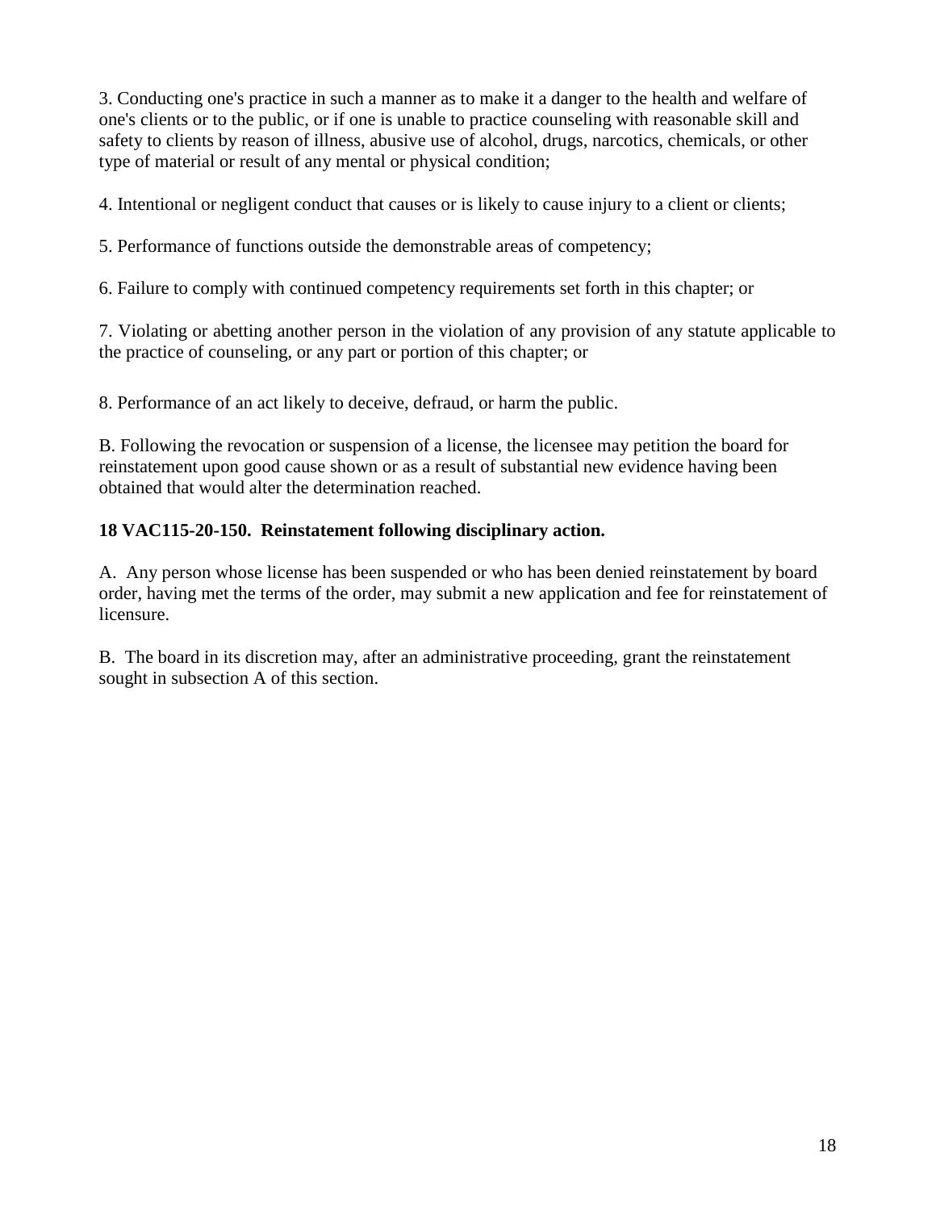3. Conducting one's practice in such a manner as to make it a danger to the health and welfare of one's clients or to the public, or if one is unable to practice counseling with reasonable skill and safety to clients by reason of illness, abusive use of alcohol, drugs, narcotics, chemicals, or other type of material or result of any mental or physical condition;

4. Intentional or negligent conduct that causes or is likely to cause injury to a client or clients;

5. Performance of functions outside the demonstrable areas of competency;

6. Failure to comply with continued competency requirements set forth in this chapter; or

7. Violating or abetting another person in the violation of any provision of any statute applicable to the practice of counseling, or any part or portion of this chapter; or

8. Performance of an act likely to deceive, defraud, or harm the public.

B. Following the revocation or suspension of a license, the licensee may petition the board for reinstatement upon good cause shown or as a result of substantial new evidence having been obtained that would alter the determination reached.

**18 VAC115-20-150. Reinstatement following disciplinary action.**

A. Any person whose license has been suspended or who has been denied reinstatement by board order, having met the terms of the order, may submit a new application and fee for reinstatement of licensure.

B. The board in its discretion may, after an administrative proceeding, grant the reinstatement sought in subsection A of this section.